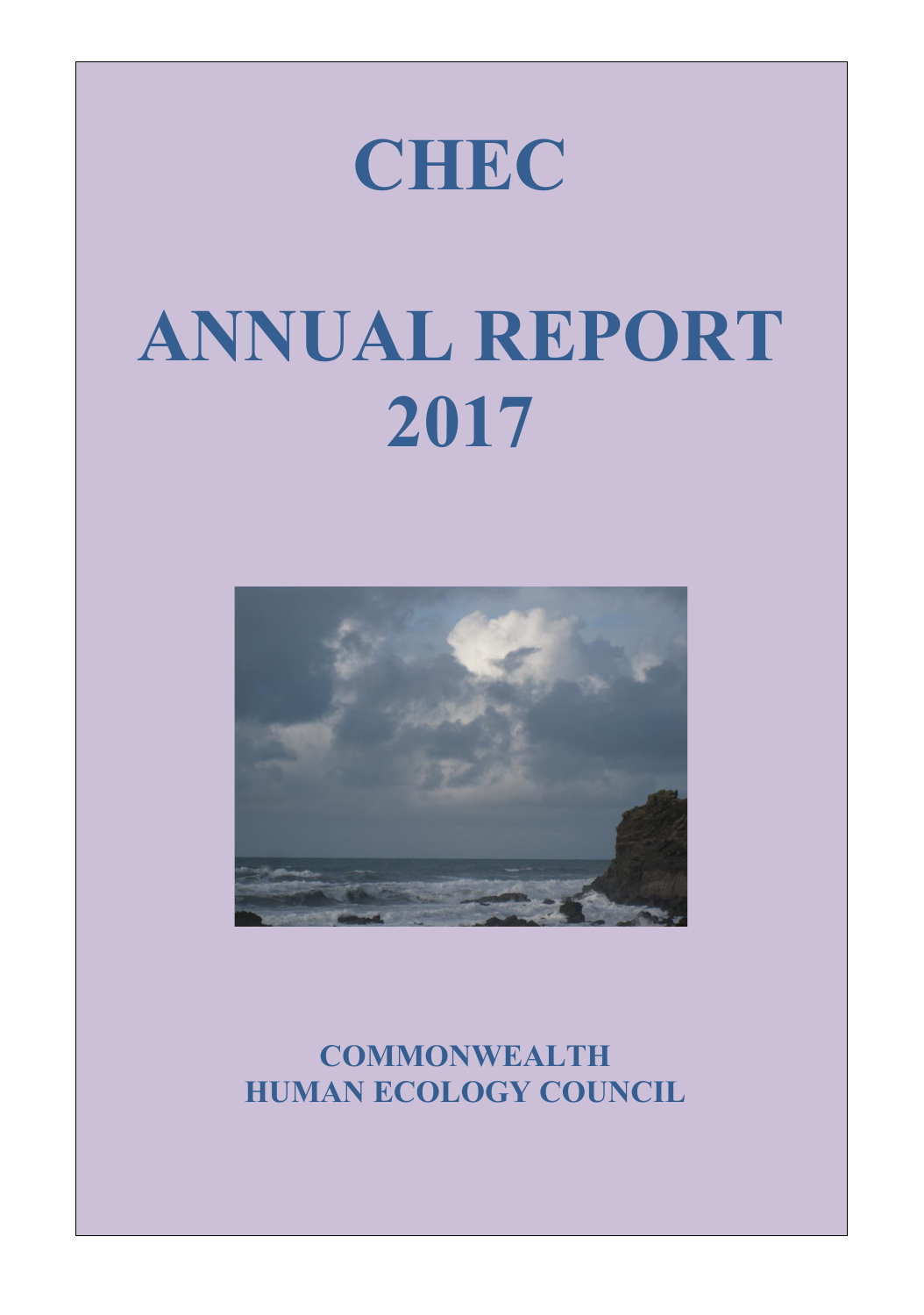# CHEC

# ANNUAL REPORT 2017

**COMMONWEALTH HUMAN ECOLOGY COUNCIL**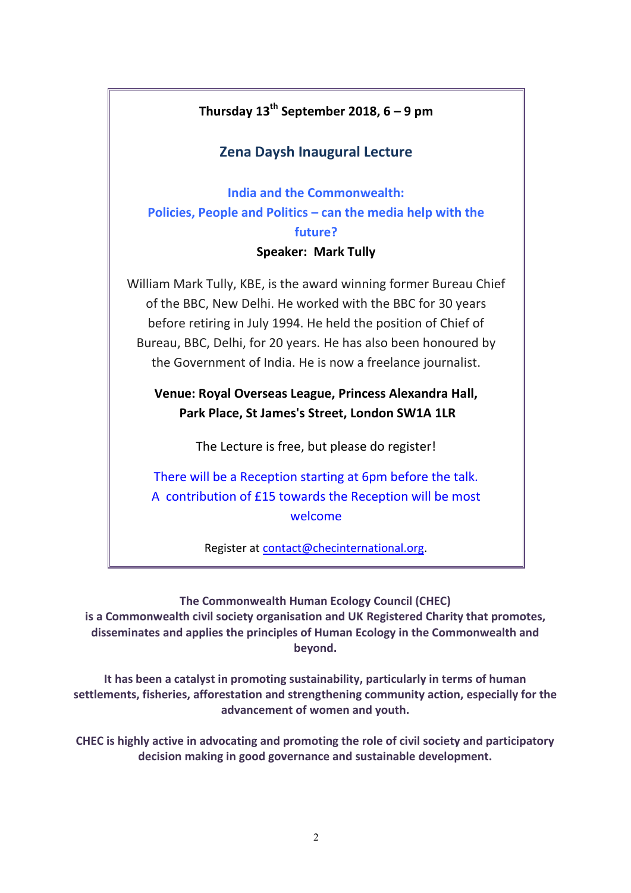**Thursday 13th September 2018, 6 – 9 pm**

## Zena Daysh Inaugural Lecture

### India and the Commonwealth: Policies, People and Politics – can the media help with the future?

**Speaker: Mark Tully**

William Mark Tully, KBE, is the award winning former Bureau Chief of the BBC, New Delhi. He worked with the BBC for 30 years before retiring in July 1994. He held the position of Chief of Bureau, BBC, Delhi, for 20 years. He has also been honoured by the Government of India. He is now a freelance journalist.

**Venue: Royal Overseas League, Princess Alexandra Hall, Park Place, St James's Street, London SW1A 1LR**

The Lecture is free, but please do register!

There will be a Reception starting at 6pm before the talk. A contribution of £15 towards the Reception will be most welcome

Register at contact@checinternational.org.

**The Commonwealth Human Ecology Council (CHEC) is a Commonwealth civil society organisation and UK Registered Charity that promotes, disseminates and applies the principles of Human Ecology in the Commonwealth and beyond.**

**It has been a catalyst in promoting sustainability, particularly in terms of human settlements, fisheries, afforestation and strengthening community action, especially for the advancement of women and youth.**

**CHEC is highly active in advocating and promoting the role of civil society and participatory decision making in good governance and sustainable development.**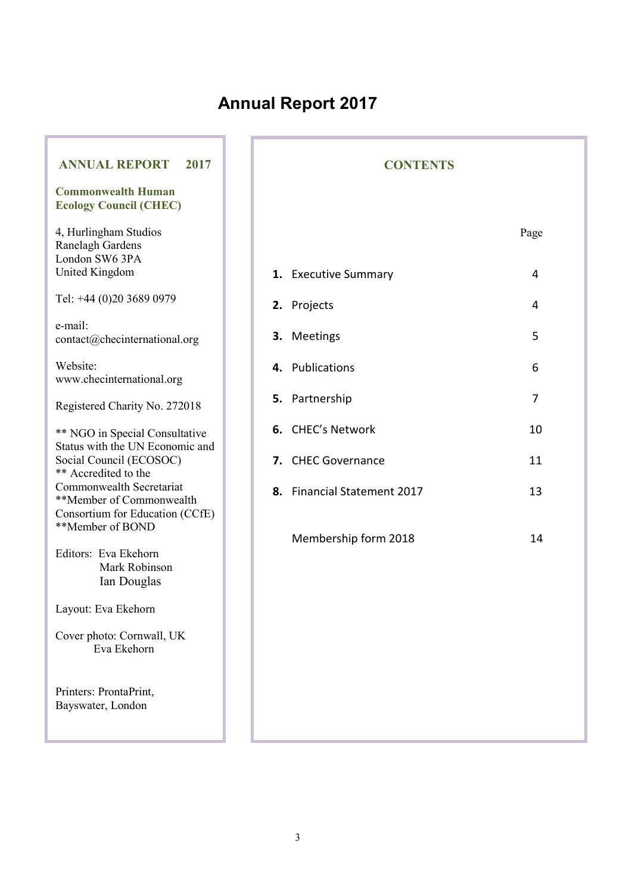# Annual Report 2017

## ANNUAL REPORT 2017

**Commonwealth Human Ecology Council (CHEC)**

4, Hurlingham Studios
Ranelagh Gardens
London SW6 3PA
United Kingdom

Tel: +44 (0)20 3689 0979

e-mail:
contact@checinternational.org

Website:
www.checinternational.org

Registered Charity No. 272018

** NGO in Special Consultative Status with the UN Economic and Social Council (ECOSOC)
** Accredited to the Commonwealth Secretariat
**Member of Commonwealth Consortium for Education (CCfE)
**Member of BOND

Editors: Eva Ekehorn
Mark Robinson
Ian Douglas

Layout: Eva Ekehorn

Cover photo: Cornwall, UK
Eva Ekehorn

Printers: ProntaPrint, Bayswater, London

## CONTENTS

| | | Page |
|---|---|---|
| **1.** | Executive Summary | 4 |
| **2.** | Projects | 4 |
| **3.** | Meetings | 5 |
| **4.** | Publications | 6 |
| **5.** | Partnership | 7 |
| **6.** | CHEC's Network | 10 |
| **7.** | CHEC Governance | 11 |
| **8.** | Financial Statement 2017 | 13 |
| | Membership form 2018 | 14 |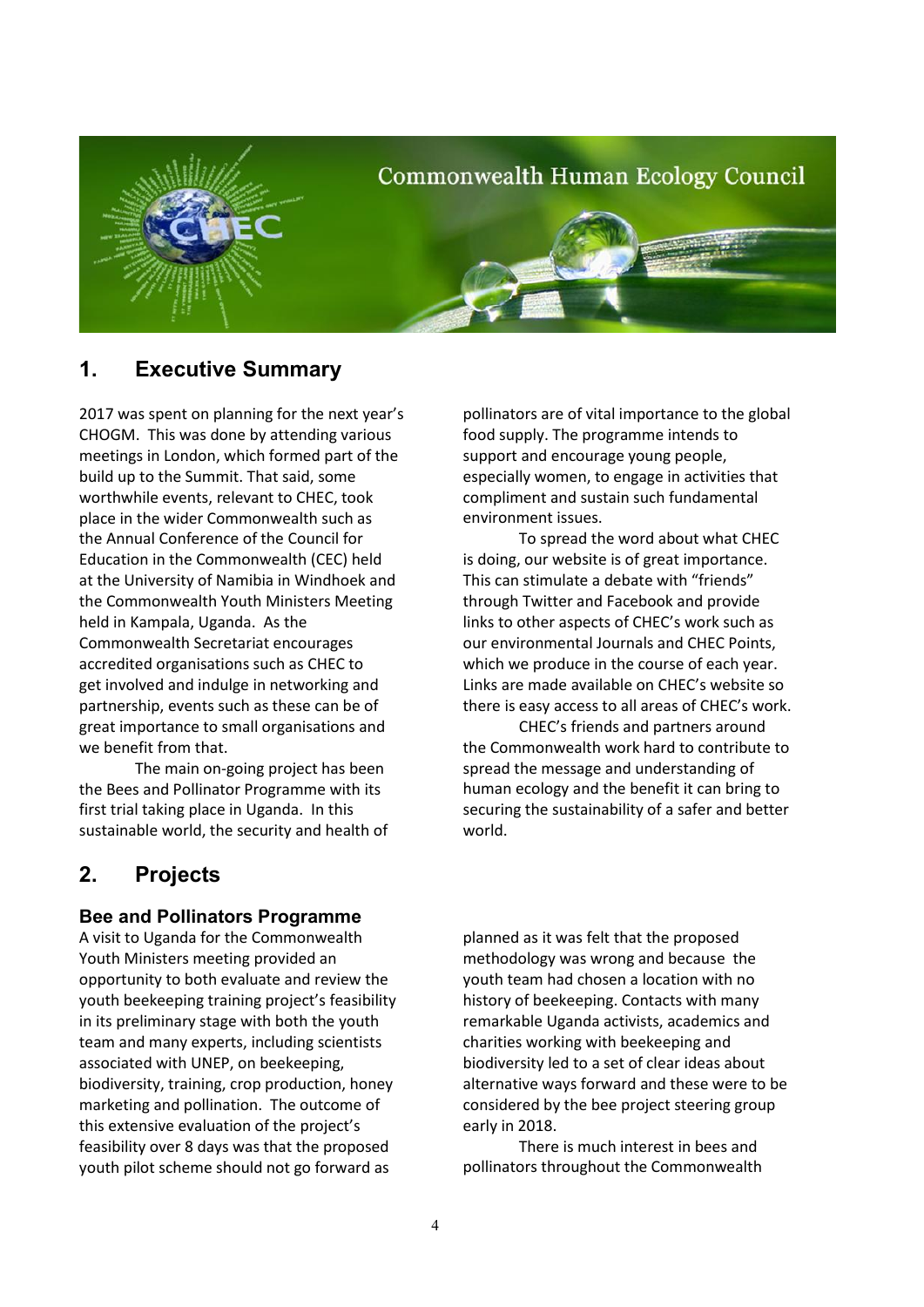Commonwealth Human Ecology Council

## 1. Executive Summary

2017 was spent on planning for the next year's CHOGM. This was done by attending various meetings in London, which formed part of the build up to the Summit. That said, some worthwhile events, relevant to CHEC, took place in the wider Commonwealth such as the Annual Conference of the Council for Education in the Commonwealth (CEC) held at the University of Namibia in Windhoek and the Commonwealth Youth Ministers Meeting held in Kampala, Uganda. As the Commonwealth Secretariat encourages accredited organisations such as CHEC to get involved and indulge in networking and partnership, events such as these can be of great importance to small organisations and we benefit from that.

The main on-going project has been the Bees and Pollinator Programme with its first trial taking place in Uganda. In this sustainable world, the security and health of pollinators are of vital importance to the global food supply. The programme intends to support and encourage young people, especially women, to engage in activities that compliment and sustain such fundamental environment issues.

To spread the word about what CHEC is doing, our website is of great importance. This can stimulate a debate with "friends" through Twitter and Facebook and provide links to other aspects of CHEC's work such as our environmental Journals and CHEC Points, which we produce in the course of each year. Links are made available on CHEC's website so there is easy access to all areas of CHEC's work.

CHEC's friends and partners around the Commonwealth work hard to contribute to spread the message and understanding of human ecology and the benefit it can bring to securing the sustainability of a safer and better world.

## 2. Projects

### Bee and Pollinators Programme

A visit to Uganda for the Commonwealth Youth Ministers meeting provided an opportunity to both evaluate and review the youth beekeeping training project's feasibility in its preliminary stage with both the youth team and many experts, including scientists associated with UNEP, on beekeeping, biodiversity, training, crop production, honey marketing and pollination. The outcome of this extensive evaluation of the project's feasibility over 8 days was that the proposed youth pilot scheme should not go forward as planned as it was felt that the proposed methodology was wrong and because the youth team had chosen a location with no history of beekeeping. Contacts with many remarkable Uganda activists, academics and charities working with beekeeping and biodiversity led to a set of clear ideas about alternative ways forward and these were to be considered by the bee project steering group early in 2018.

There is much interest in bees and pollinators throughout the Commonwealth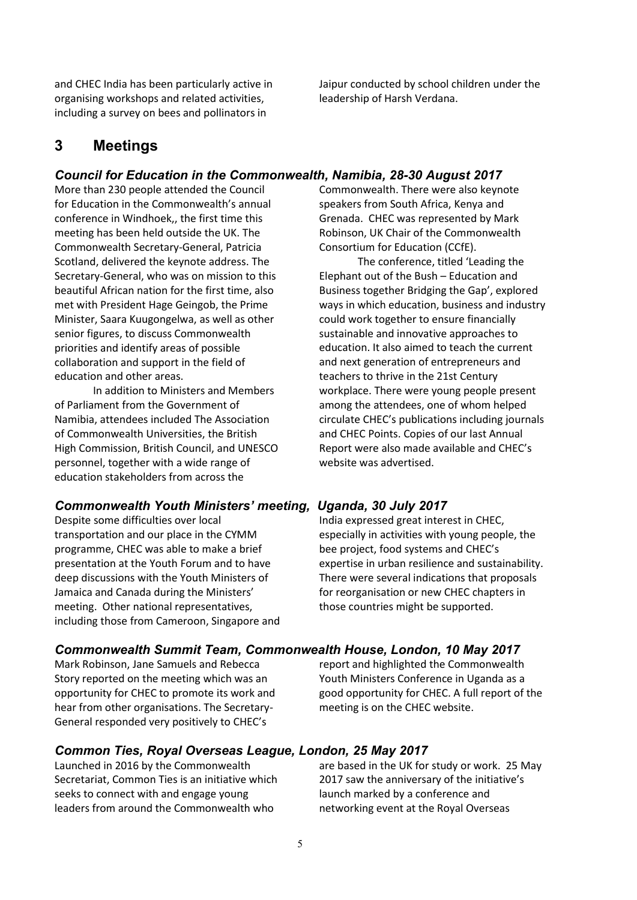and CHEC India has been particularly active in organising workshops and related activities, including a survey on bees and pollinators in Jaipur conducted by school children under the leadership of Harsh Verdana.

## 3 Meetings

### *Council for Education in the Commonwealth, Namibia, 28-30 August 2017*

More than 230 people attended the Council for Education in the Commonwealth's annual conference in Windhoek,, the first time this meeting has been held outside the UK. The Commonwealth Secretary-General, Patricia Scotland, delivered the keynote address. The Secretary-General, who was on mission to this beautiful African nation for the first time, also met with President Hage Geingob, the Prime Minister, Saara Kuugongelwa, as well as other senior figures, to discuss Commonwealth priorities and identify areas of possible collaboration and support in the field of education and other areas.

In addition to Ministers and Members of Parliament from the Government of Namibia, attendees included The Association of Commonwealth Universities, the British High Commission, British Council, and UNESCO personnel, together with a wide range of education stakeholders from across the Commonwealth. There were also keynote speakers from South Africa, Kenya and Grenada. CHEC was represented by Mark Robinson, UK Chair of the Commonwealth Consortium for Education (CCfE).

The conference, titled 'Leading the Elephant out of the Bush – Education and Business together Bridging the Gap', explored ways in which education, business and industry could work together to ensure financially sustainable and innovative approaches to education. It also aimed to teach the current and next generation of entrepreneurs and teachers to thrive in the 21st Century workplace. There were young people present among the attendees, one of whom helped circulate CHEC's publications including journals and CHEC Points. Copies of our last Annual Report were also made available and CHEC's website was advertised.

### *Commonwealth Youth Ministers' meeting, Uganda, 30 July 2017*

Despite some difficulties over local transportation and our place in the CYMM programme, CHEC was able to make a brief presentation at the Youth Forum and to have deep discussions with the Youth Ministers of Jamaica and Canada during the Ministers' meeting. Other national representatives, including those from Cameroon, Singapore and India expressed great interest in CHEC, especially in activities with young people, the bee project, food systems and CHEC's expertise in urban resilience and sustainability. There were several indications that proposals for reorganisation or new CHEC chapters in those countries might be supported.

### *Commonwealth Summit Team, Commonwealth House, London, 10 May 2017*

Mark Robinson, Jane Samuels and Rebecca Story reported on the meeting which was an opportunity for CHEC to promote its work and hear from other organisations. The Secretary-General responded very positively to CHEC's report and highlighted the Commonwealth Youth Ministers Conference in Uganda as a good opportunity for CHEC. A full report of the meeting is on the CHEC website.

### *Common Ties, Royal Overseas League, London, 25 May 2017*

Launched in 2016 by the Commonwealth Secretariat, Common Ties is an initiative which seeks to connect with and engage young leaders from around the Commonwealth who are based in the UK for study or work. 25 May 2017 saw the anniversary of the initiative's launch marked by a conference and networking event at the Royal Overseas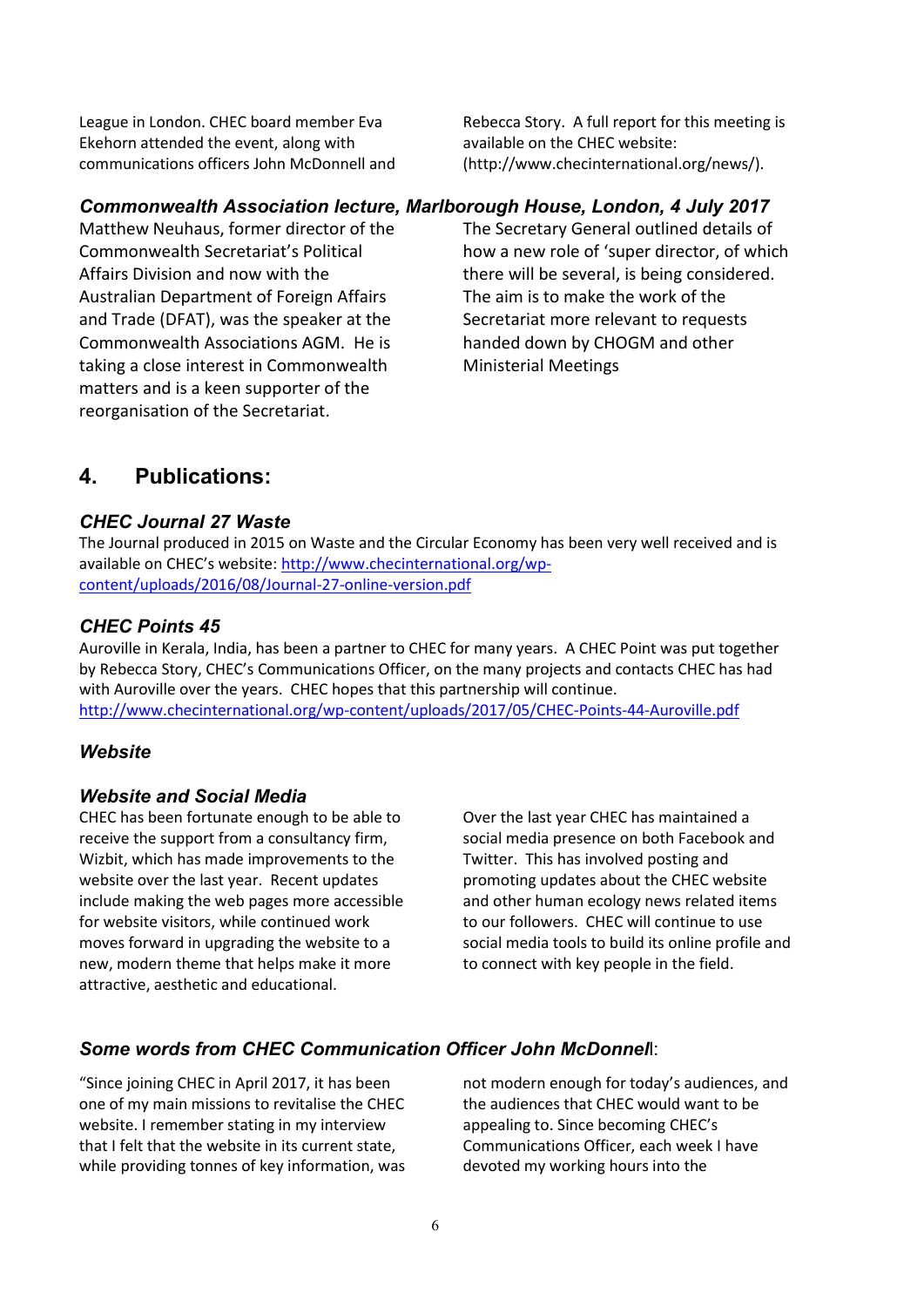League in London. CHEC board member Eva Ekehorn attended the event, along with communications officers John McDonnell and Rebecca Story. A full report for this meeting is available on the CHEC website: (http://www.checinternational.org/news/).

### *Commonwealth Association lecture, Marlborough House, London, 4 July 2017*

Matthew Neuhaus, former director of the Commonwealth Secretariat's Political Affairs Division and now with the Australian Department of Foreign Affairs and Trade (DFAT), was the speaker at the Commonwealth Associations AGM. He is taking a close interest in Commonwealth matters and is a keen supporter of the reorganisation of the Secretariat.

The Secretary General outlined details of how a new role of 'super director, of which there will be several, is being considered. The aim is to make the work of the Secretariat more relevant to requests handed down by CHOGM and other Ministerial Meetings

## 4. Publications:

### *CHEC Journal 27 Waste*

The Journal produced in 2015 on Waste and the Circular Economy has been very well received and is available on CHEC's website: http://www.checinternational.org/wp-content/uploads/2016/08/Journal-27-online-version.pdf

### *CHEC Points 45*

Auroville in Kerala, India, has been a partner to CHEC for many years. A CHEC Point was put together by Rebecca Story, CHEC's Communications Officer, on the many projects and contacts CHEC has had with Auroville over the years. CHEC hopes that this partnership will continue. http://www.checinternational.org/wp-content/uploads/2017/05/CHEC-Points-44-Auroville.pdf

### *Website*

### *Website and Social Media*

CHEC has been fortunate enough to be able to receive the support from a consultancy firm, Wizbit, which has made improvements to the website over the last year. Recent updates include making the web pages more accessible for website visitors, while continued work moves forward in upgrading the website to a new, modern theme that helps make it more attractive, aesthetic and educational.

Over the last year CHEC has maintained a social media presence on both Facebook and Twitter. This has involved posting and promoting updates about the CHEC website and other human ecology news related items to our followers. CHEC will continue to use social media tools to build its online profile and to connect with key people in the field.

### *Some words from CHEC Communication Officer John McDonnell*:

"Since joining CHEC in April 2017, it has been one of my main missions to revitalise the CHEC website. I remember stating in my interview that I felt that the website in its current state, while providing tonnes of key information, was not modern enough for today's audiences, and the audiences that CHEC would want to be appealing to. Since becoming CHEC's Communications Officer, each week I have devoted my working hours into the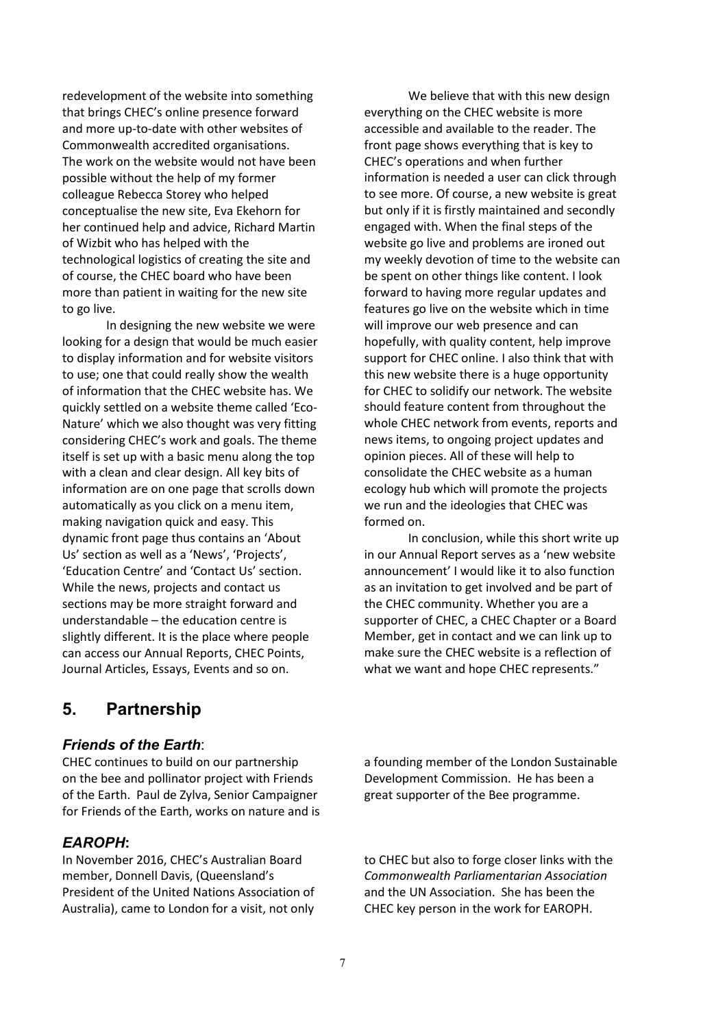redevelopment of the website into something that brings CHEC's online presence forward and more up-to-date with other websites of Commonwealth accredited organisations. The work on the website would not have been possible without the help of my former colleague Rebecca Storey who helped conceptualise the new site, Eva Ekehorn for her continued help and advice, Richard Martin of Wizbit who has helped with the technological logistics of creating the site and of course, the CHEC board who have been more than patient in waiting for the new site to go live.

In designing the new website we were looking for a design that would be much easier to display information and for website visitors to use; one that could really show the wealth of information that the CHEC website has. We quickly settled on a website theme called 'Eco-Nature' which we also thought was very fitting considering CHEC's work and goals. The theme itself is set up with a basic menu along the top with a clean and clear design. All key bits of information are on one page that scrolls down automatically as you click on a menu item, making navigation quick and easy. This dynamic front page thus contains an 'About Us' section as well as a 'News', 'Projects', 'Education Centre' and 'Contact Us' section. While the news, projects and contact us sections may be more straight forward and understandable – the education centre is slightly different. It is the place where people can access our Annual Reports, CHEC Points, Journal Articles, Essays, Events and so on.

We believe that with this new design everything on the CHEC website is more accessible and available to the reader. The front page shows everything that is key to CHEC's operations and when further information is needed a user can click through to see more. Of course, a new website is great but only if it is firstly maintained and secondly engaged with. When the final steps of the website go live and problems are ironed out my weekly devotion of time to the website can be spent on other things like content. I look forward to having more regular updates and features go live on the website which in time will improve our web presence and can hopefully, with quality content, help improve support for CHEC online. I also think that with this new website there is a huge opportunity for CHEC to solidify our network. The website should feature content from throughout the whole CHEC network from events, reports and news items, to ongoing project updates and opinion pieces. All of these will help to consolidate the CHEC website as a human ecology hub which will promote the projects we run and the ideologies that CHEC was formed on.

In conclusion, while this short write up in our Annual Report serves as a 'new website announcement' I would like it to also function as an invitation to get involved and be part of the CHEC community. Whether you are a supporter of CHEC, a CHEC Chapter or a Board Member, get in contact and we can link up to make sure the CHEC website is a reflection of what we want and hope CHEC represents."

## 5. Partnership

### *Friends of the Earth*:

CHEC continues to build on our partnership on the bee and pollinator project with Friends of the Earth. Paul de Zylva, Senior Campaigner for Friends of the Earth, works on nature and is a founding member of the London Sustainable Development Commission. He has been a great supporter of the Bee programme.

### *EAROPH*:

In November 2016, CHEC's Australian Board member, Donnell Davis, (Queensland's President of the United Nations Association of Australia), came to London for a visit, not only to CHEC but also to forge closer links with the *Commonwealth Parliamentarian Association* and the UN Association. She has been the CHEC key person in the work for EAROPH.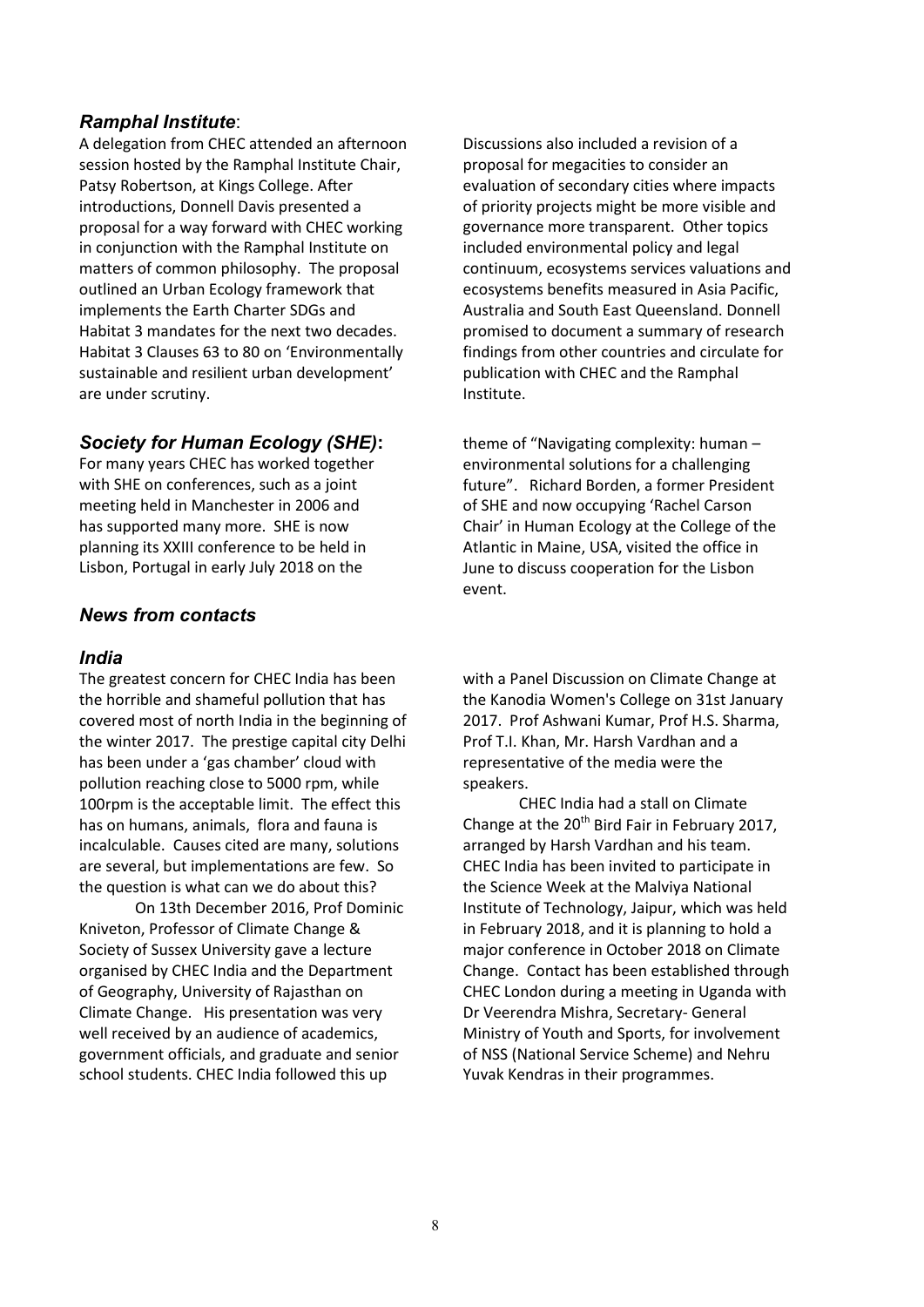### *Ramphal Institute*:

A delegation from CHEC attended an afternoon session hosted by the Ramphal Institute Chair, Patsy Robertson, at Kings College. After introductions, Donnell Davis presented a proposal for a way forward with CHEC working in conjunction with the Ramphal Institute on matters of common philosophy. The proposal outlined an Urban Ecology framework that implements the Earth Charter SDGs and Habitat 3 mandates for the next two decades. Habitat 3 Clauses 63 to 80 on 'Environmentally sustainable and resilient urban development' are under scrutiny.

Discussions also included a revision of a proposal for megacities to consider an evaluation of secondary cities where impacts of priority projects might be more visible and governance more transparent. Other topics included environmental policy and legal continuum, ecosystems services valuations and ecosystems benefits measured in Asia Pacific, Australia and South East Queensland. Donnell promised to document a summary of research findings from other countries and circulate for publication with CHEC and the Ramphal Institute.

### *Society for Human Ecology (SHE)*:

For many years CHEC has worked together with SHE on conferences, such as a joint meeting held in Manchester in 2006 and has supported many more. SHE is now planning its XXIII conference to be held in Lisbon, Portugal in early July 2018 on the theme of "Navigating complexity: human – environmental solutions for a challenging future". Richard Borden, a former President of SHE and now occupying 'Rachel Carson Chair' in Human Ecology at the College of the Atlantic in Maine, USA, visited the office in June to discuss cooperation for the Lisbon event.

## *News from contacts*

### *India*

The greatest concern for CHEC India has been the horrible and shameful pollution that has covered most of north India in the beginning of the winter 2017. The prestige capital city Delhi has been under a 'gas chamber' cloud with pollution reaching close to 5000 rpm, while 100rpm is the acceptable limit. The effect this has on humans, animals, flora and fauna is incalculable. Causes cited are many, solutions are several, but implementations are few. So the question is what can we do about this?

On 13th December 2016, Prof Dominic Kniveton, Professor of Climate Change & Society of Sussex University gave a lecture organised by CHEC India and the Department of Geography, University of Rajasthan on Climate Change. His presentation was very well received by an audience of academics, government officials, and graduate and senior school students. CHEC India followed this up with a Panel Discussion on Climate Change at the Kanodia Women's College on 31st January 2017. Prof Ashwani Kumar, Prof H.S. Sharma, Prof T.I. Khan, Mr. Harsh Vardhan and a representative of the media were the speakers.

CHEC India had a stall on Climate Change at the 20th Bird Fair in February 2017, arranged by Harsh Vardhan and his team. CHEC India has been invited to participate in the Science Week at the Malviya National Institute of Technology, Jaipur, which was held in February 2018, and it is planning to hold a major conference in October 2018 on Climate Change. Contact has been established through CHEC London during a meeting in Uganda with Dr Veerendra Mishra, Secretary- General Ministry of Youth and Sports, for involvement of NSS (National Service Scheme) and Nehru Yuvak Kendras in their programmes.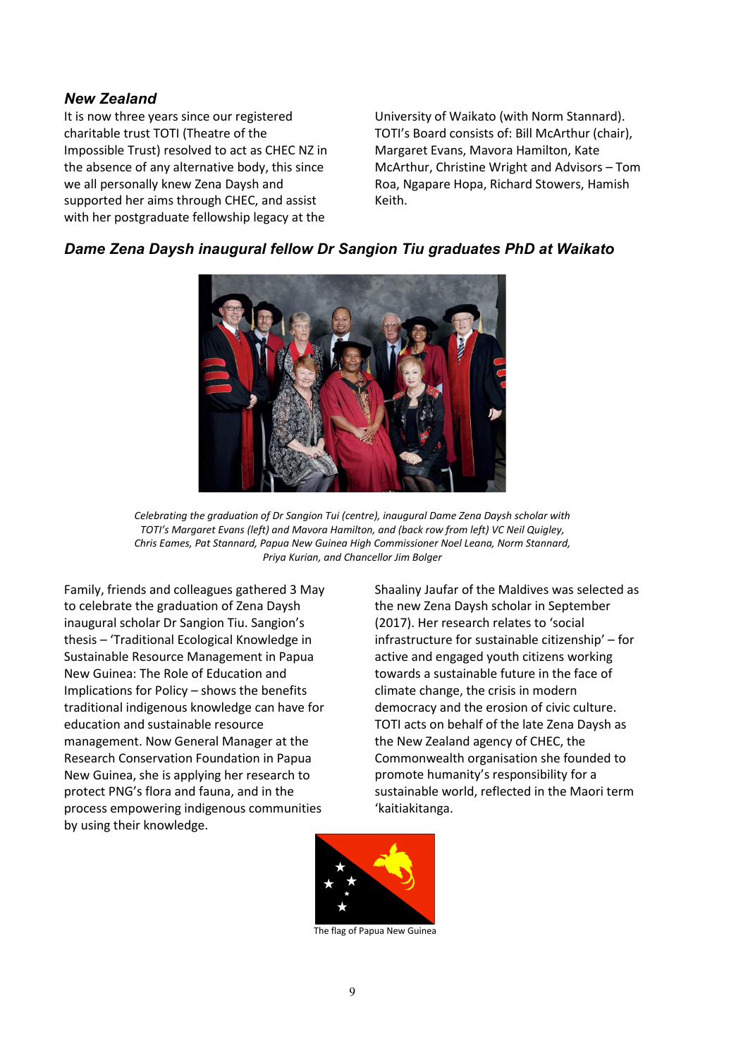### *New Zealand*

It is now three years since our registered charitable trust TOTI (Theatre of the Impossible Trust) resolved to act as CHEC NZ in the absence of any alternative body, this since we all personally knew Zena Daysh and supported her aims through CHEC, and assist with her postgraduate fellowship legacy at the University of Waikato (with Norm Stannard). TOTI's Board consists of: Bill McArthur (chair), Margaret Evans, Mavora Hamilton, Kate McArthur, Christine Wright and Advisors – Tom Roa, Ngapare Hopa, Richard Stowers, Hamish Keith.

### *Dame Zena Daysh inaugural fellow Dr Sangion Tiu graduates PhD at Waikato*

*Celebrating the graduation of Dr Sangion Tui (centre), inaugural Dame Zena Daysh scholar with TOTI's Margaret Evans (left) and Mavora Hamilton, and (back row from left) VC Neil Quigley, Chris Eames, Pat Stannard, Papua New Guinea High Commissioner Noel Leana, Norm Stannard, Priya Kurian, and Chancellor Jim Bolger*

Family, friends and colleagues gathered 3 May to celebrate the graduation of Zena Daysh inaugural scholar Dr Sangion Tiu. Sangion's thesis – 'Traditional Ecological Knowledge in Sustainable Resource Management in Papua New Guinea: The Role of Education and Implications for Policy – shows the benefits traditional indigenous knowledge can have for education and sustainable resource management. Now General Manager at the Research Conservation Foundation in Papua New Guinea, she is applying her research to protect PNG's flora and fauna, and in the process empowering indigenous communities by using their knowledge.

Shaaliny Jaufar of the Maldives was selected as the new Zena Daysh scholar in September (2017). Her research relates to 'social infrastructure for sustainable citizenship' – for active and engaged youth citizens working towards a sustainable future in the face of climate change, the crisis in modern democracy and the erosion of civic culture. TOTI acts on behalf of the late Zena Daysh as the New Zealand agency of CHEC, the Commonwealth organisation she founded to promote humanity's responsibility for a sustainable world, reflected in the Maori term 'kaitiakitanga.

The flag of Papua New Guinea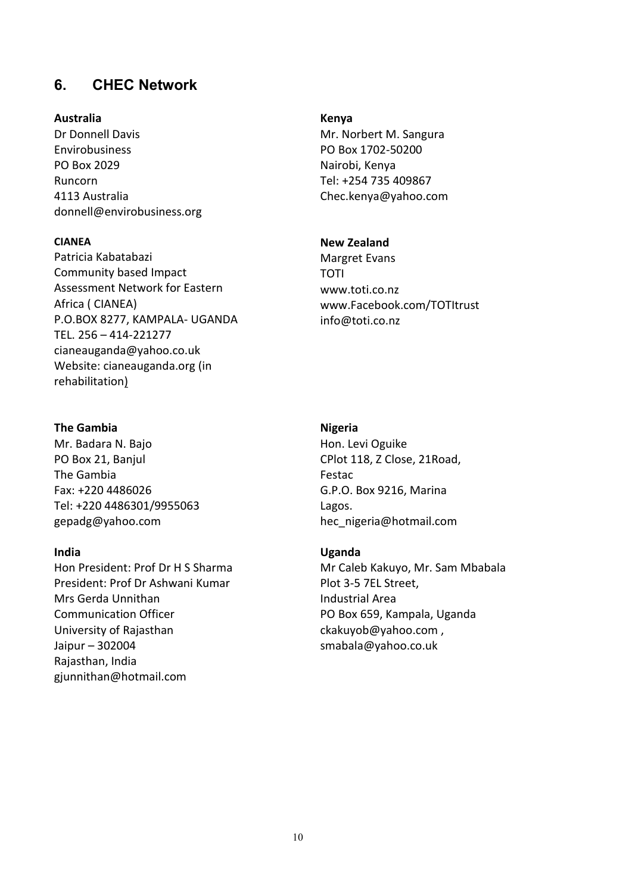## 6. CHEC Network

**Australia**
Dr Donnell Davis
Envirobusiness
PO Box 2029
Runcorn
4113 Australia
donnell@envirobusiness.org

**CIANEA**
Patricia Kabatabazi
Community based Impact Assessment Network for Eastern Africa ( CIANEA)
P.O.BOX 8277, KAMPALA- UGANDA
TEL. 256 – 414-221277
cianeauganda@yahoo.co.uk
Website: cianeauganda.org (in rehabilitation)

**The Gambia**
Mr. Badara N. Bajo
PO Box 21, Banjul
The Gambia
Fax: +220 4486026
Tel: +220 4486301/9955063
gepadg@yahoo.com

**India**
Hon President: Prof Dr H S Sharma
President: Prof Dr Ashwani Kumar
Mrs Gerda Unnithan
Communication Officer
University of Rajasthan
Jaipur – 302004
Rajasthan, India
gjunnithan@hotmail.com

**Kenya**
Mr. Norbert M. Sangura
PO Box 1702-50200
Nairobi, Kenya
Tel: +254 735 409867
Chec.kenya@yahoo.com

**New Zealand**
Margret Evans
TOTI
www.toti.co.nz
www.Facebook.com/TOTItrust
info@toti.co.nz

**Nigeria**
Hon. Levi Oguike
CPlot 118, Z Close, 21Road,
Festac
G.P.O. Box 9216, Marina
Lagos.
hec_nigeria@hotmail.com

**Uganda**
Mr Caleb Kakuyo, Mr. Sam Mbabala
Plot 3-5 7EL Street,
Industrial Area
PO Box 659, Kampala, Uganda
ckakuyob@yahoo.com ,
smabala@yahoo.co.uk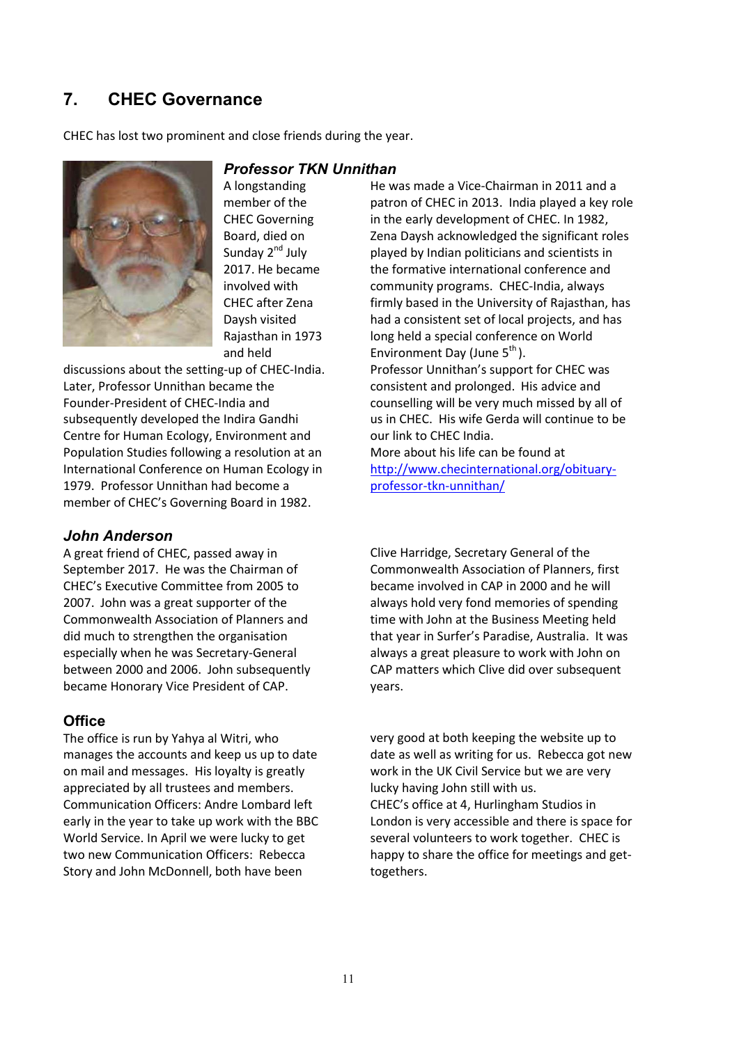## 7. CHEC Governance

CHEC has lost two prominent and close friends during the year.

### *Professor TKN Unnithan*

A longstanding member of the CHEC Governing Board, died on Sunday 2nd July 2017. He became involved with CHEC after Zena Daysh visited Rajasthan in 1973 and held discussions about the setting-up of CHEC-India. Later, Professor Unnithan became the Founder-President of CHEC-India and subsequently developed the Indira Gandhi Centre for Human Ecology, Environment and Population Studies following a resolution at an International Conference on Human Ecology in 1979. Professor Unnithan had become a member of CHEC's Governing Board in 1982.

He was made a Vice-Chairman in 2011 and a patron of CHEC in 2013. India played a key role in the early development of CHEC. In 1982, Zena Daysh acknowledged the significant roles played by Indian politicians and scientists in the formative international conference and community programs. CHEC-India, always firmly based in the University of Rajasthan, has had a consistent set of local projects, and has long held a special conference on World Environment Day (June 5th).

Professor Unnithan's support for CHEC was consistent and prolonged. His advice and counselling will be very much missed by all of us in CHEC. His wife Gerda will continue to be our link to CHEC India.

More about his life can be found at [http://www.checinternational.org/obituary-professor-tkn-unnithan/](http://www.checinternational.org/obituary-professor-tkn-unnithan/)

### *John Anderson*

A great friend of CHEC, passed away in September 2017. He was the Chairman of CHEC's Executive Committee from 2005 to 2007. John was a great supporter of the Commonwealth Association of Planners and did much to strengthen the organisation especially when he was Secretary-General between 2000 and 2006. John subsequently became Honorary Vice President of CAP.

Clive Harridge, Secretary General of the Commonwealth Association of Planners, first became involved in CAP in 2000 and he will always hold very fond memories of spending time with John at the Business Meeting held that year in Surfer's Paradise, Australia. It was always a great pleasure to work with John on CAP matters which Clive did over subsequent years.

### Office

The office is run by Yahya al Witri, who manages the accounts and keep us up to date on mail and messages. His loyalty is greatly appreciated by all trustees and members.

Communication Officers: Andre Lombard left early in the year to take up work with the BBC World Service. In April we were lucky to get two new Communication Officers: Rebecca Story and John McDonnell, both have been very good at both keeping the website up to date as well as writing for us. Rebecca got new work in the UK Civil Service but we are very lucky having John still with us.

CHEC's office at 4, Hurlingham Studios in London is very accessible and there is space for several volunteers to work together. CHEC is happy to share the office for meetings and get-togethers.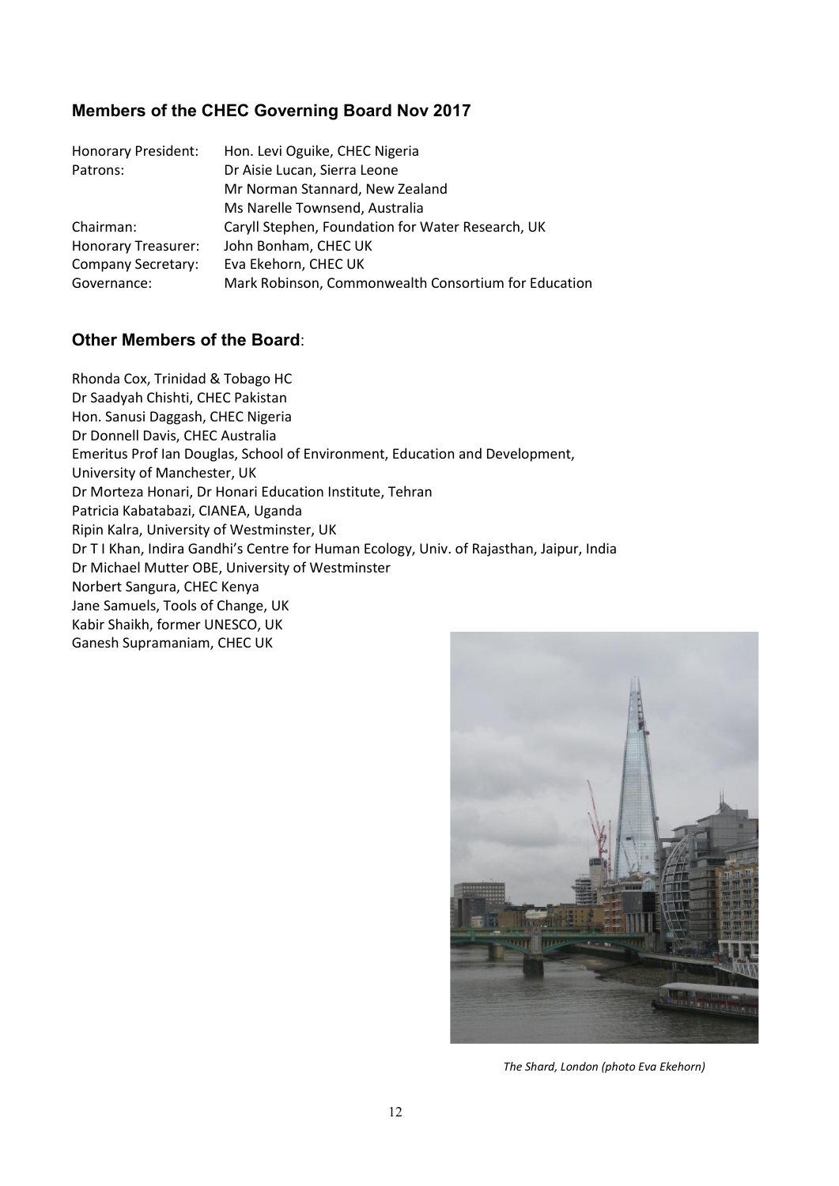## Members of the CHEC Governing Board Nov 2017

| | |
|---|---|
| Honorary President: | Hon. Levi Oguike, CHEC Nigeria |
| Patrons: | Dr Aisie Lucan, Sierra Leone |
| | Mr Norman Stannard, New Zealand |
| | Ms Narelle Townsend, Australia |
| Chairman: | Caryll Stephen, Foundation for Water Research, UK |
| Honorary Treasurer: | John Bonham, CHEC UK |
| Company Secretary: | Eva Ekehorn, CHEC UK |
| Governance: | Mark Robinson, Commonwealth Consortium for Education |

## Other Members of the Board:

Rhonda Cox, Trinidad & Tobago HC
Dr Saadyah Chishti, CHEC Pakistan
Hon. Sanusi Daggash, CHEC Nigeria
Dr Donnell Davis, CHEC Australia
Emeritus Prof Ian Douglas, School of Environment, Education and Development, University of Manchester, UK
Dr Morteza Honari, Dr Honari Education Institute, Tehran
Patricia Kabatabazi, CIANEA, Uganda
Ripin Kalra, University of Westminster, UK
Dr T I Khan, Indira Gandhi's Centre for Human Ecology, Univ. of Rajasthan, Jaipur, India
Dr Michael Mutter OBE, University of Westminster
Norbert Sangura, CHEC Kenya
Jane Samuels, Tools of Change, UK
Kabir Shaikh, former UNESCO, UK
Ganesh Supramaniam, CHEC UK

*The Shard, London (photo Eva Ekehorn)*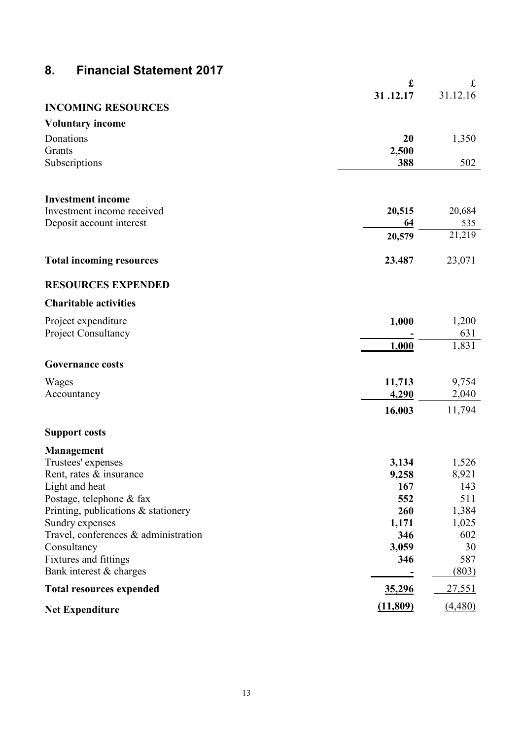## 8. Financial Statement 2017

| | £ 31 .12.17 | £ 31.12.16 |
|---|---|---|
| **INCOMING RESOURCES** | | |
| **Voluntary income** | | |
| Donations | **20** | 1,350 |
| Grants | **2,500** | |
| Subscriptions | **388** | 502 |
| | | |
| **Investment income** | | |
| Investment income received | **20,515** | 20,684 |
| Deposit account interest | **64** | 535 |
| | **20,579** | 21,219 |
| **Total incoming resources** | **23.487** | 23,071 |
| **RESOURCES EXPENDED** | | |
| **Charitable activities** | | |
| Project expenditure | **1,000** | 1,200 |
| Project Consultancy | **-** | 631 |
| | **1,000** | 1,831 |
| **Governance costs** | | |
| Wages | **11,713** | 9,754 |
| Accountancy | **4,290** | 2,040 |
| | **16,003** | 11,794 |
| **Support costs** | | |
| **Management** | | |
| Trustees' expenses | **3,134** | 1,526 |
| Rent, rates & insurance | **9,258** | 8,921 |
| Light and heat | **167** | 143 |
| Postage, telephone & fax | **552** | 511 |
| Printing, publications & stationery | **260** | 1,384 |
| Sundry expenses | **1,171** | 1,025 |
| Travel, conferences & administration | **346** | 602 |
| Consultancy | **3,059** | 30 |
| Fixtures and fittings | **346** | 587 |
| Bank interest & charges | **-** | (803) |
| **Total resources expended** | **35,296** | 27,551 |
| **Net Expenditure** | **(11,809)** | (4,480) |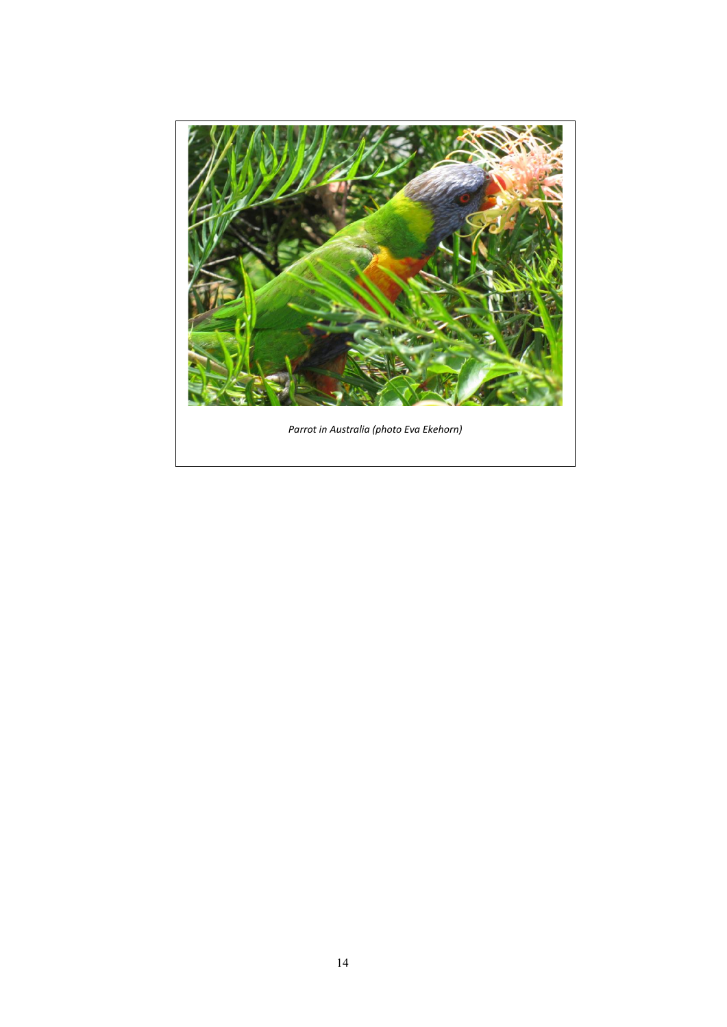*Parrot in Australia (photo Eva Ekehorn)*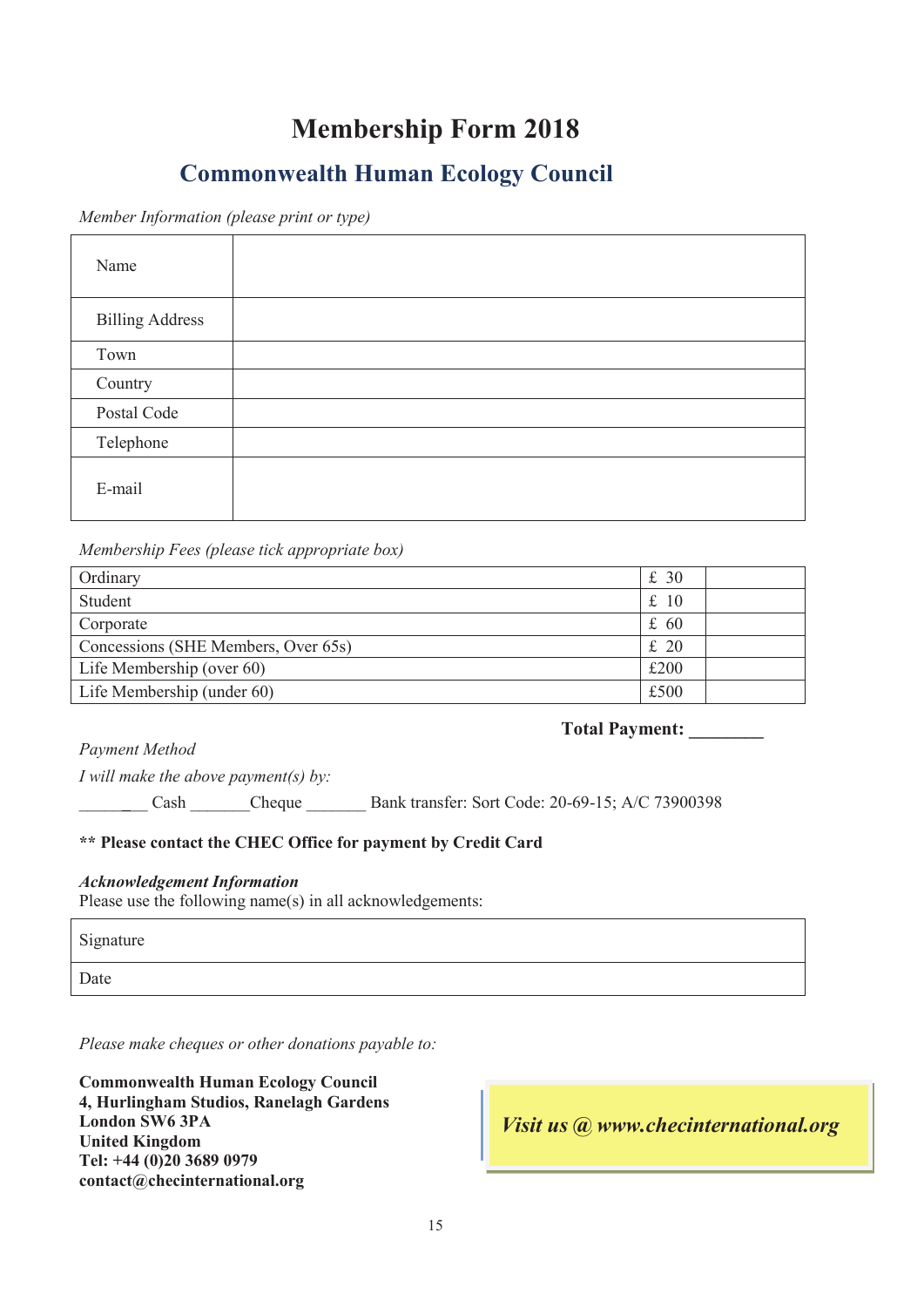# Membership Form 2018

## Commonwealth Human Ecology Council

*Member Information (please print or type)*

| Name | |
|---|---|
| Billing Address | |
| Town | |
| Country | |
| Postal Code | |
| Telephone | |
| E-mail | |

*Membership Fees (please tick appropriate box)*

| | | |
|---|---|---|
| Ordinary | £ 30 | |
| Student | £ 10 | |
| Corporate | £ 60 | |
| Concessions (SHE Members, Over 65s) | £ 20 | |
| Life Membership (over 60) | £200 | |
| Life Membership (under 60) | £500 | |

**Total Payment: ________**

*Payment Method*

*I will make the above payment(s) by:*

________ Cash _______Cheque _______ Bank transfer: Sort Code: 20-69-15; A/C 73900398

**\*\* Please contact the CHEC Office for payment by Credit Card**

***Acknowledgement Information***

Please use the following name(s) in all acknowledgements:

| Signature |
|---|
| Date |

*Please make cheques or other donations payable to:*

**Commonwealth Human Ecology Council**
**4, Hurlingham Studios, Ranelagh Gardens**
**London SW6 3PA**
**United Kingdom**
**Tel: +44 (0)20 3689 0979**
**contact@checinternational.org**

***Visit us @ www.checinternational.org***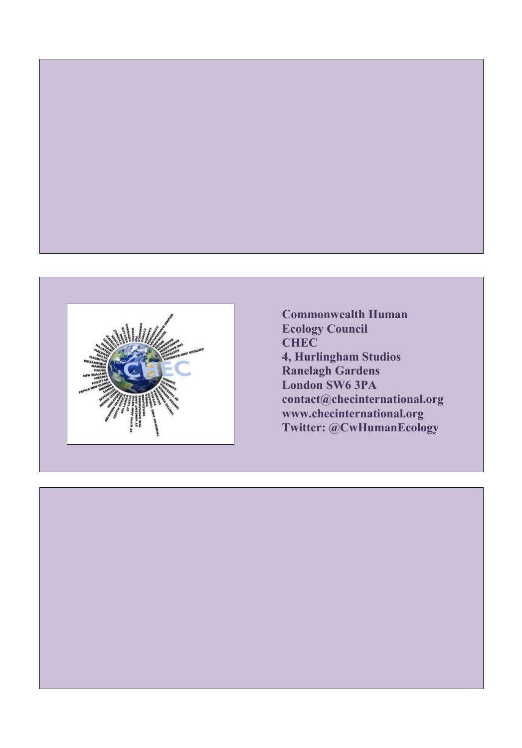**Commonwealth Human Ecology Council**
**CHEC**
**4, Hurlingham Studios**
**Ranelagh Gardens**
**London SW6 3PA**
**contact@checinternational.org**
**www.checinternational.org**
**Twitter: @CwHumanEcology**